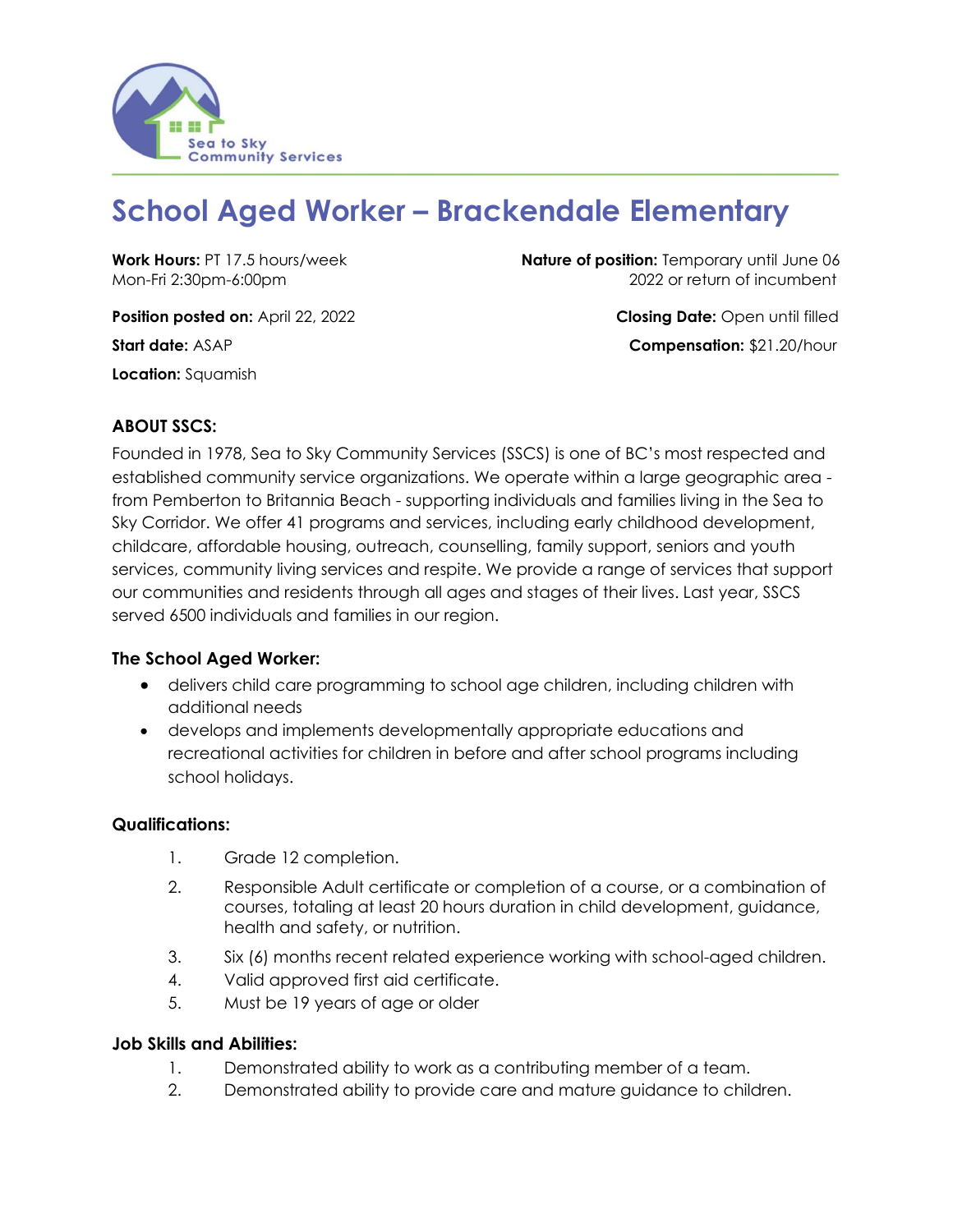Sea to Sky Community Services

# School Aged Worker – Brackendale Elementary

**Work Hours:** PT 17.5 hours/week
Mon-Fri 2:30pm-6:00pm

**Nature of position:** Temporary until June 06 2022 or return of incumbent

**Position posted on:** April 22, 2022

**Closing Date:** Open until filled

**Start date:** ASAP

**Compensation:** $21.20/hour

**Location:** Squamish

## ABOUT SSCS:

Founded in 1978, Sea to Sky Community Services (SSCS) is one of BC's most respected and established community service organizations. We operate within a large geographic area - from Pemberton to Britannia Beach - supporting individuals and families living in the Sea to Sky Corridor. We offer 41 programs and services, including early childhood development, childcare, affordable housing, outreach, counselling, family support, seniors and youth services, community living services and respite. We provide a range of services that support our communities and residents through all ages and stages of their lives. Last year, SSCS served 6500 individuals and families in our region.

### The School Aged Worker:

- delivers child care programming to school age children, including children with additional needs
- develops and implements developmentally appropriate educations and recreational activities for children in before and after school programs including school holidays.

### Qualifications:

1. Grade 12 completion.
2. Responsible Adult certificate or completion of a course, or a combination of courses, totaling at least 20 hours duration in child development, guidance, health and safety, or nutrition.
3. Six (6) months recent related experience working with school-aged children.
4. Valid approved first aid certificate.
5. Must be 19 years of age or older

### Job Skills and Abilities:

1. Demonstrated ability to work as a contributing member of a team.
2. Demonstrated ability to provide care and mature guidance to children.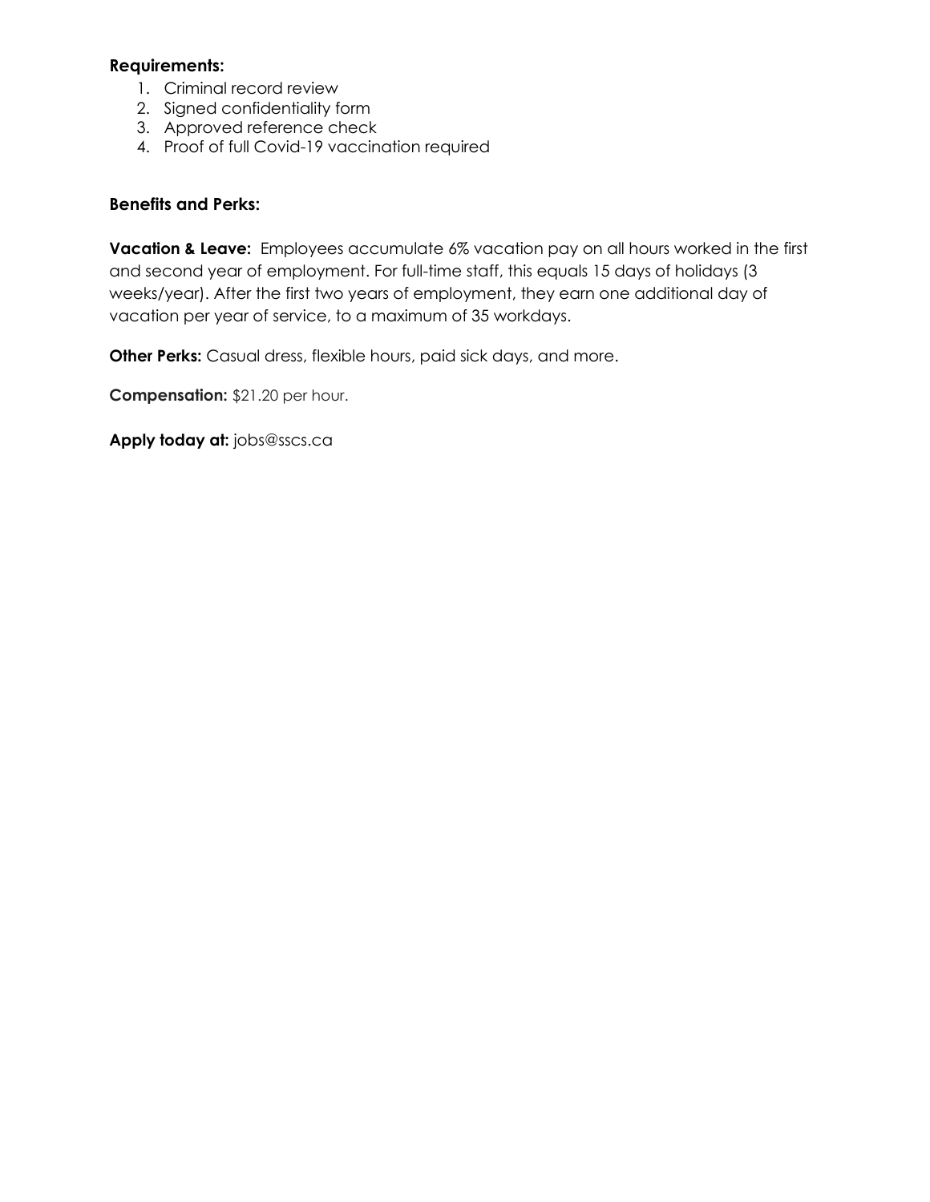**Requirements:**

1. Criminal record review
2. Signed confidentiality form
3. Approved reference check
4. Proof of full Covid-19 vaccination required

**Benefits and Perks:**

**Vacation & Leave:** Employees accumulate 6% vacation pay on all hours worked in the first and second year of employment. For full-time staff, this equals 15 days of holidays (3 weeks/year). After the first two years of employment, they earn one additional day of vacation per year of service, to a maximum of 35 workdays.

**Other Perks:** Casual dress, flexible hours, paid sick days, and more.

**Compensation:** $21.20 per hour.

**Apply today at:** jobs@sscs.ca